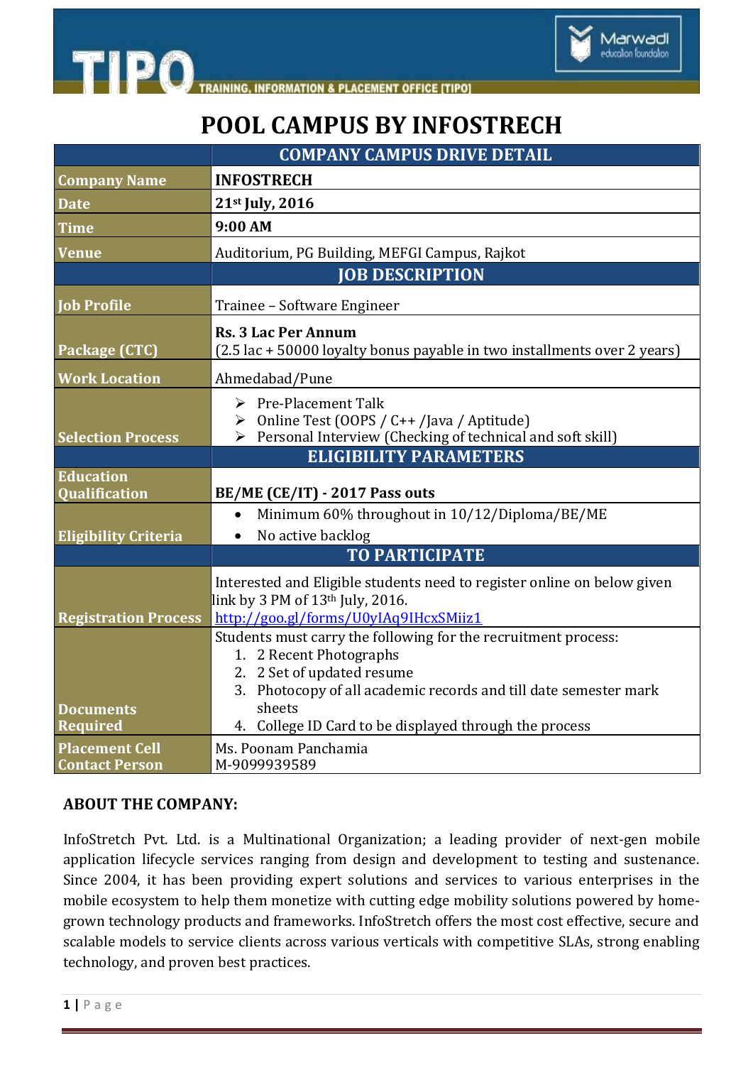TIPO — TRAINING, INFORMATION & PLACEMENT OFFICE [TIPO]

Marwadi education foundation

# POOL CAMPUS BY INFOSTRECH

| | COMPANY CAMPUS DRIVE DETAIL |
|---|---|
| **Company Name** | **INFOSTRECH** |
| **Date** | **21st July, 2016** |
| **Time** | **9:00 AM** |
| **Venue** | Auditorium, PG Building, MEFGI Campus, Rajkot |
| | **JOB DESCRIPTION** |
| **Job Profile** | Trainee – Software Engineer |
| **Package (CTC)** | **Rs. 3 Lac Per Annum**<br>(2.5 lac + 50000 loyalty bonus payable in two installments over 2 years) |
| **Work Location** | Ahmedabad/Pune |
| **Selection Process** | ➢ Pre-Placement Talk<br>➢ Online Test (OOPS / C++ /Java / Aptitude)<br>➢ Personal Interview (Checking of technical and soft skill) |
| | **ELIGIBILITY PARAMETERS** |
| **Education Qualification** | **BE/ME (CE/IT) - 2017 Pass outs** |
| **Eligibility Criteria** | • Minimum 60% throughout in 10/12/Diploma/BE/ME<br>• No active backlog |
| | **TO PARTICIPATE** |
| **Registration Process** | Interested and Eligible students need to register online on below given link by 3 PM of 13th July, 2016.<br>http://goo.gl/forms/U0yIAq9IHcxSMiiz1 |
| **Documents Required** | Students must carry the following for the recruitment process:<br>1. 2 Recent Photographs<br>2. 2 Set of updated resume<br>3. Photocopy of all academic records and till date semester mark sheets<br>4. College ID Card to be displayed through the process |
| **Placement Cell Contact Person** | Ms. Poonam Panchamia<br>M-9099939589 |

## ABOUT THE COMPANY:

InfoStretch Pvt. Ltd. is a Multinational Organization; a leading provider of next-gen mobile application lifecycle services ranging from design and development to testing and sustenance. Since 2004, it has been providing expert solutions and services to various enterprises in the mobile ecosystem to help them monetize with cutting edge mobility solutions powered by home-grown technology products and frameworks. InfoStretch offers the most cost effective, secure and scalable models to service clients across various verticals with competitive SLAs, strong enabling technology, and proven best practices.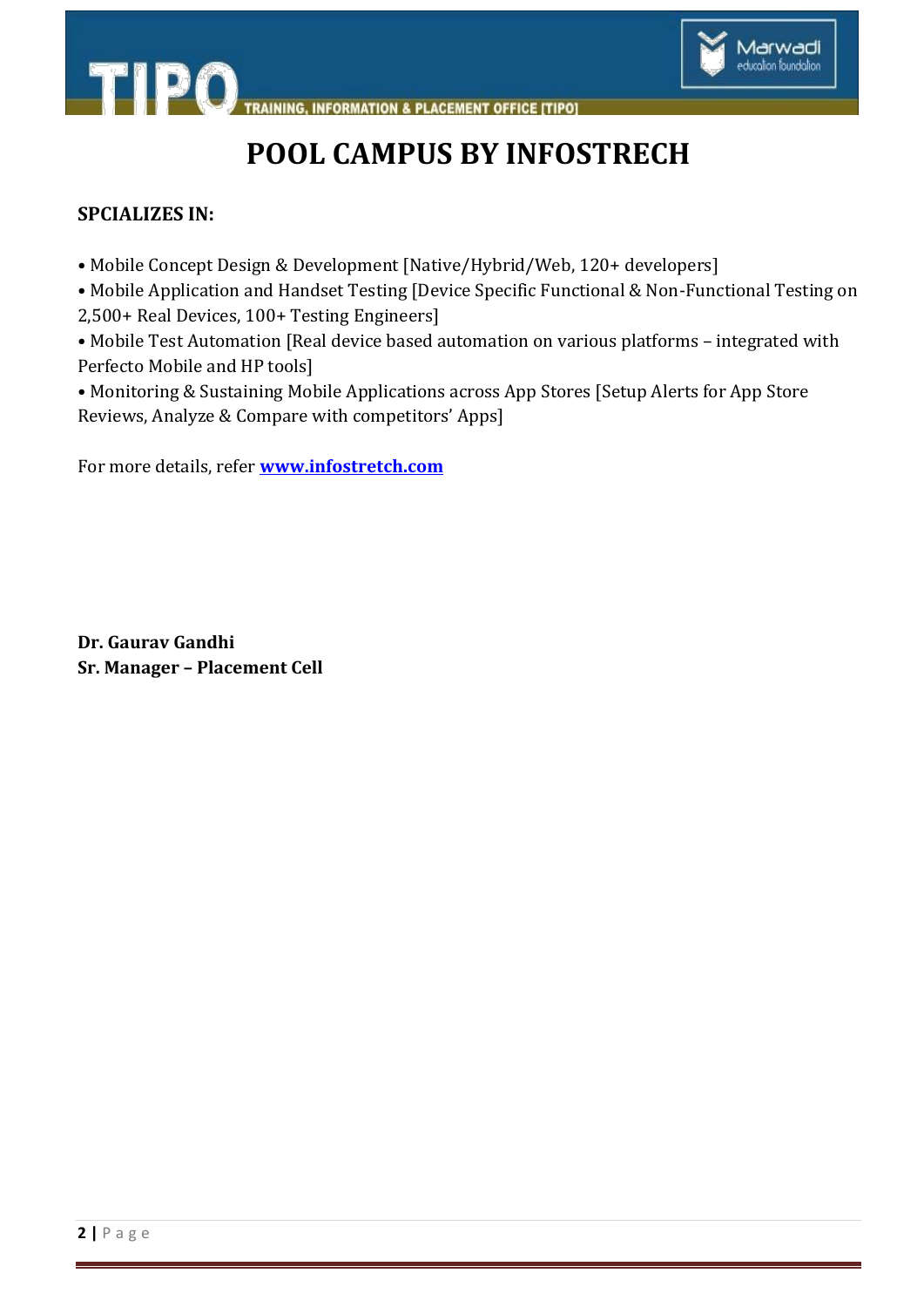# POOL CAMPUS BY INFOSTRECH

**SPCIALIZES IN:**

• Mobile Concept Design & Development [Native/Hybrid/Web, 120+ developers]
• Mobile Application and Handset Testing [Device Specific Functional & Non-Functional Testing on 2,500+ Real Devices, 100+ Testing Engineers]
• Mobile Test Automation [Real device based automation on various platforms – integrated with Perfecto Mobile and HP tools]
• Monitoring & Sustaining Mobile Applications across App Stores [Setup Alerts for App Store Reviews, Analyze & Compare with competitors' Apps]

For more details, refer **[www.infostretch.com](http://www.infostretch.com)**

**Dr. Gaurav Gandhi**
**Sr. Manager – Placement Cell**